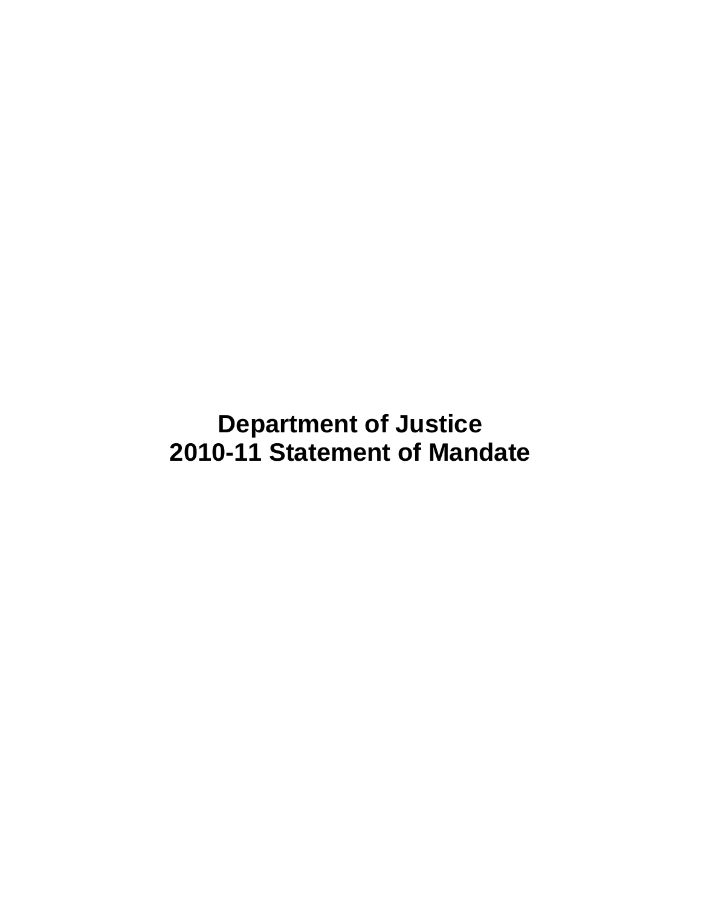# Department of Justice
# 2010-11 Statement of Mandate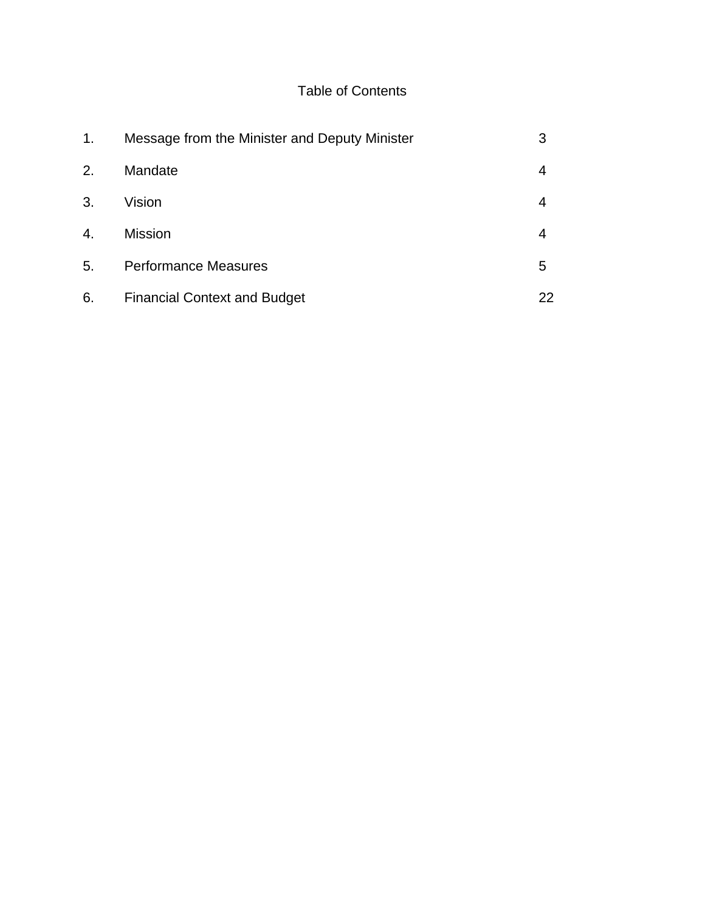# Table of Contents

| | | |
|---|---|---|
| 1. | Message from the Minister and Deputy Minister | 3 |
| 2. | Mandate | 4 |
| 3. | Vision | 4 |
| 4. | Mission | 4 |
| 5. | Performance Measures | 5 |
| 6. | Financial Context and Budget | 22 |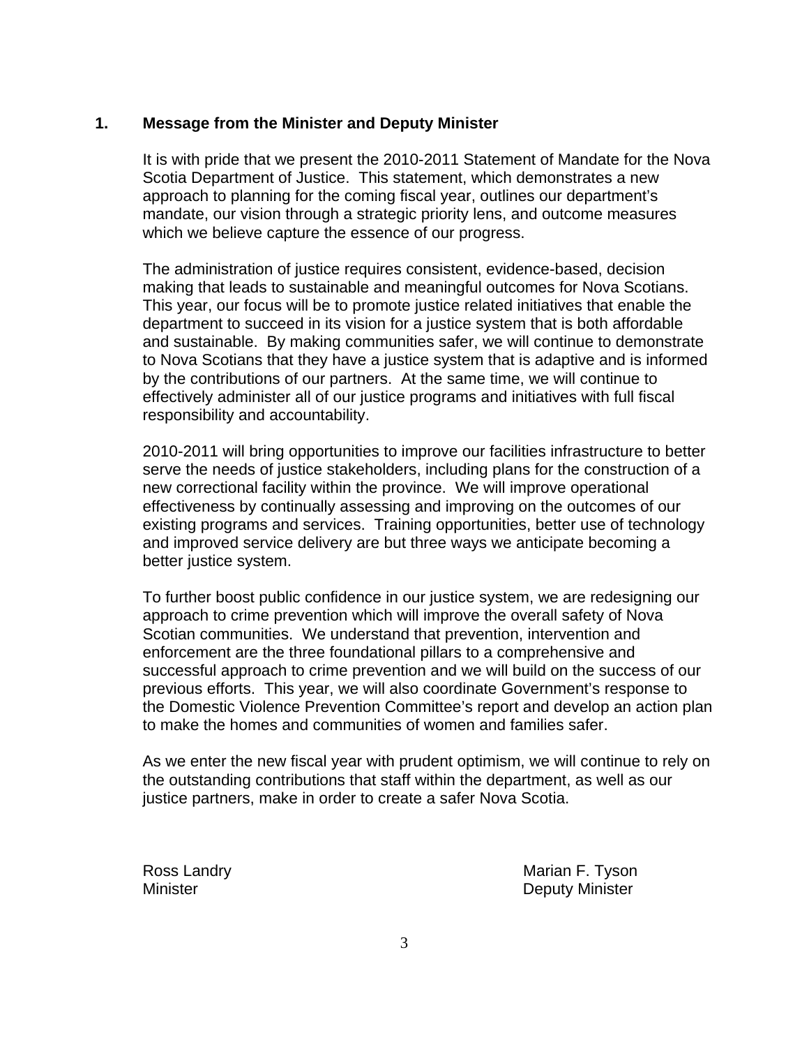## 1. Message from the Minister and Deputy Minister

It is with pride that we present the 2010-2011 Statement of Mandate for the Nova Scotia Department of Justice. This statement, which demonstrates a new approach to planning for the coming fiscal year, outlines our department's mandate, our vision through a strategic priority lens, and outcome measures which we believe capture the essence of our progress.

The administration of justice requires consistent, evidence-based, decision making that leads to sustainable and meaningful outcomes for Nova Scotians. This year, our focus will be to promote justice related initiatives that enable the department to succeed in its vision for a justice system that is both affordable and sustainable. By making communities safer, we will continue to demonstrate to Nova Scotians that they have a justice system that is adaptive and is informed by the contributions of our partners. At the same time, we will continue to effectively administer all of our justice programs and initiatives with full fiscal responsibility and accountability.

2010-2011 will bring opportunities to improve our facilities infrastructure to better serve the needs of justice stakeholders, including plans for the construction of a new correctional facility within the province. We will improve operational effectiveness by continually assessing and improving on the outcomes of our existing programs and services. Training opportunities, better use of technology and improved service delivery are but three ways we anticipate becoming a better justice system.

To further boost public confidence in our justice system, we are redesigning our approach to crime prevention which will improve the overall safety of Nova Scotian communities. We understand that prevention, intervention and enforcement are the three foundational pillars to a comprehensive and successful approach to crime prevention and we will build on the success of our previous efforts. This year, we will also coordinate Government's response to the Domestic Violence Prevention Committee's report and develop an action plan to make the homes and communities of women and families safer.

As we enter the new fiscal year with prudent optimism, we will continue to rely on the outstanding contributions that staff within the department, as well as our justice partners, make in order to create a safer Nova Scotia.

Ross Landry
Minister

Marian F. Tyson
Deputy Minister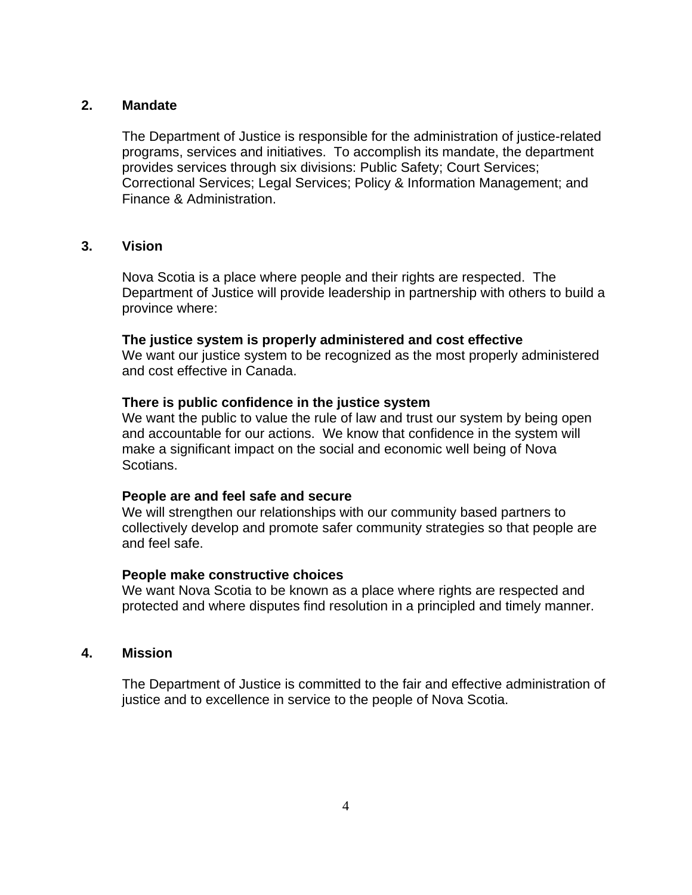## 2. Mandate

The Department of Justice is responsible for the administration of justice-related programs, services and initiatives. To accomplish its mandate, the department provides services through six divisions: Public Safety; Court Services; Correctional Services; Legal Services; Policy & Information Management; and Finance & Administration.

## 3. Vision

Nova Scotia is a place where people and their rights are respected. The Department of Justice will provide leadership in partnership with others to build a province where:

**The justice system is properly administered and cost effective**
We want our justice system to be recognized as the most properly administered and cost effective in Canada.

**There is public confidence in the justice system**
We want the public to value the rule of law and trust our system by being open and accountable for our actions. We know that confidence in the system will make a significant impact on the social and economic well being of Nova Scotians.

**People are and feel safe and secure**
We will strengthen our relationships with our community based partners to collectively develop and promote safer community strategies so that people are and feel safe.

**People make constructive choices**
We want Nova Scotia to be known as a place where rights are respected and protected and where disputes find resolution in a principled and timely manner.

## 4. Mission

The Department of Justice is committed to the fair and effective administration of justice and to excellence in service to the people of Nova Scotia.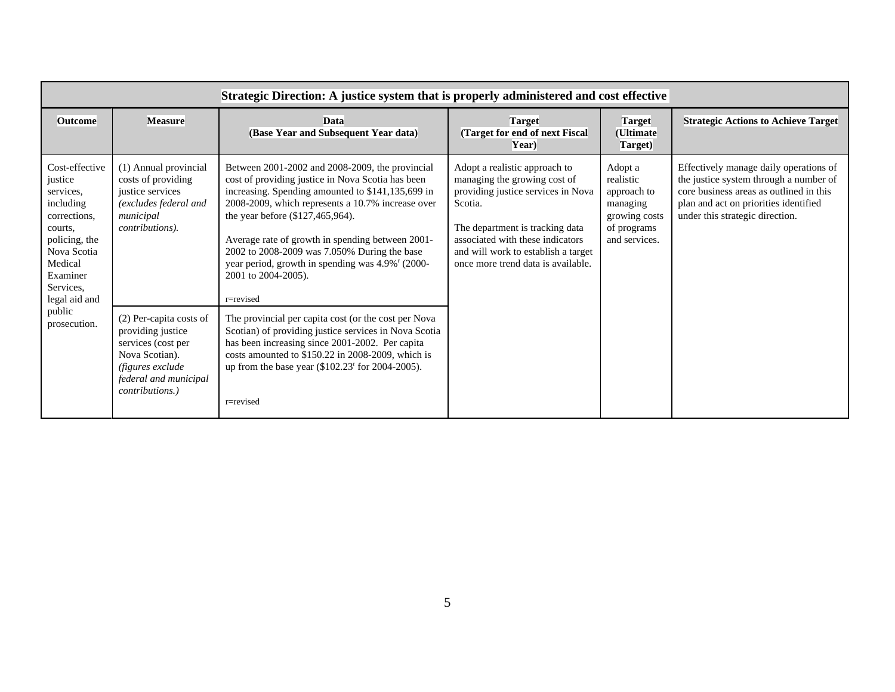| Strategic Direction: A justice system that is properly administered and cost effective | | | | | |
|---|---|---|---|---|---|
| **Outcome** | **Measure** | **Data (Base Year and Subsequent Year data)** | **Target (Target for end of next Fiscal Year)** | **Target (Ultimate Target)** | **Strategic Actions to Achieve Target** |
| Cost-effective justice services, including corrections, courts, policing, the Nova Scotia Medical Examiner Services, legal aid and public prosecution. | (1) Annual provincial costs of providing justice services *(excludes federal and municipal contributions).* | Between 2001-2002 and 2008-2009, the provincial cost of providing justice in Nova Scotia has been increasing. Spending amounted to $141,135,699 in 2008-2009, which represents a 10.7% increase over the year before ($127,465,964).<br><br>Average rate of growth in spending between 2001-2002 to 2008-2009 was 7.050% During the base year period, growth in spending was 4.9%[r] (2000-2001 to 2004-2005).<br><br>r=revised | Adopt a realistic approach to managing the growing cost of providing justice services in Nova Scotia.<br><br>The department is tracking data associated with these indicators and will work to establish a target once more trend data is available. | Adopt a realistic approach to managing growing costs of programs and services. | Effectively manage daily operations of the justice system through a number of core business areas as outlined in this plan and act on priorities identified under this strategic direction. |
| | (2) Per-capita costs of providing justice services (cost per Nova Scotian). *(figures exclude federal and municipal contributions.)* | The provincial per capita cost (or the cost per Nova Scotian) of providing justice services in Nova Scotia has been increasing since 2001-2002. Per capita costs amounted to $150.22 in 2008-2009, which is up from the base year ($102.23[r] for 2004-2005).<br><br>r=revised | | | |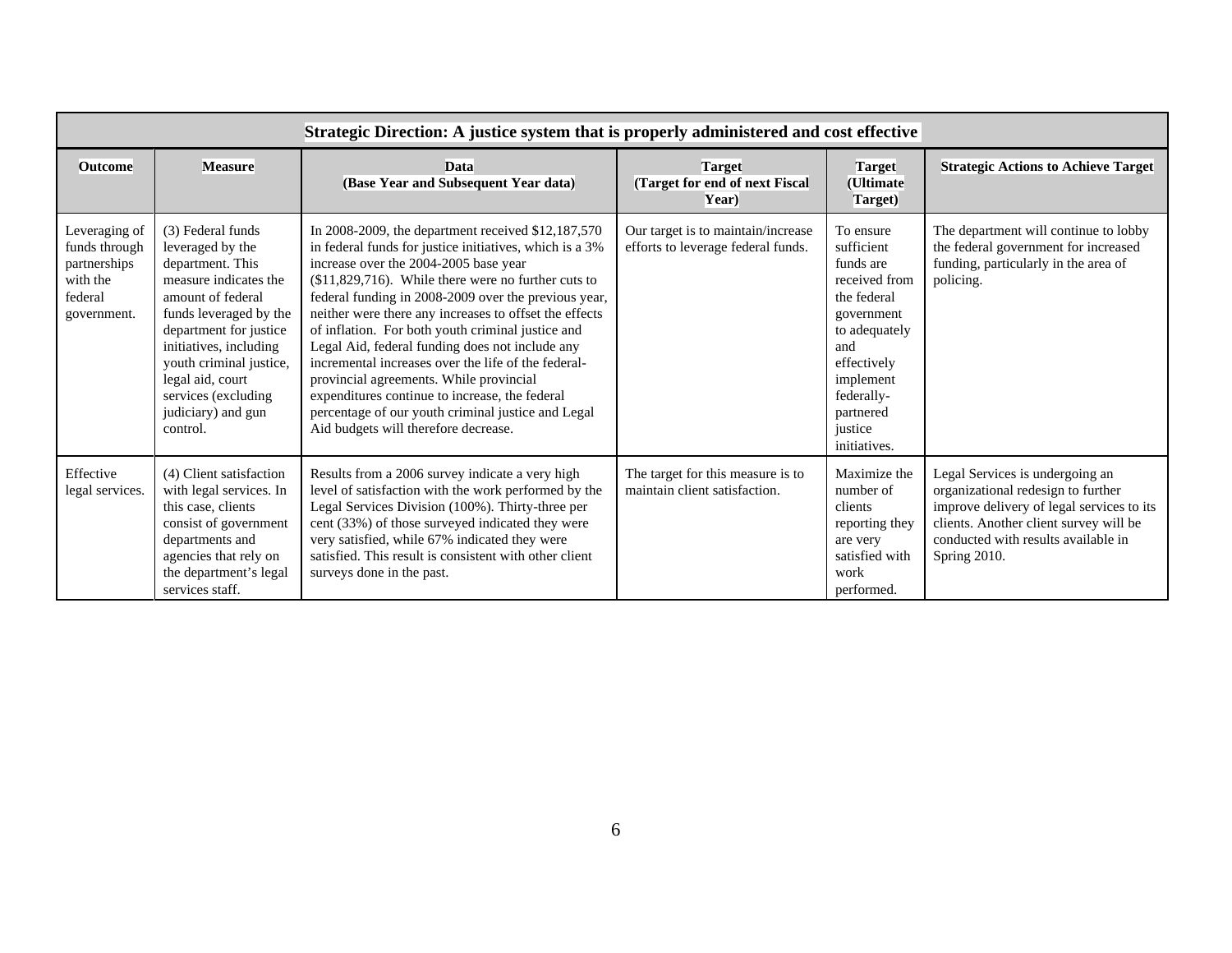| Strategic Direction: A justice system that is properly administered and cost effective | | | | | |
|---|---|---|---|---|---|
| **Outcome** | **Measure** | **Data (Base Year and Subsequent Year data)** | **Target (Target for end of next Fiscal Year)** | **Target (Ultimate Target)** | **Strategic Actions to Achieve Target** |
| Leveraging of funds through partnerships with the federal government. | (3) Federal funds leveraged by the department. This measure indicates the amount of federal funds leveraged by the department for justice initiatives, including youth criminal justice, legal aid, court services (excluding judiciary) and gun control. | In 2008-2009, the department received $12,187,570 in federal funds for justice initiatives, which is a 3% increase over the 2004-2005 base year ($11,829,716). While there were no further cuts to federal funding in 2008-2009 over the previous year, neither were there any increases to offset the effects of inflation. For both youth criminal justice and Legal Aid, federal funding does not include any incremental increases over the life of the federal-provincial agreements. While provincial expenditures continue to increase, the federal percentage of our youth criminal justice and Legal Aid budgets will therefore decrease. | Our target is to maintain/increase efforts to leverage federal funds. | To ensure sufficient funds are received from the federal government to adequately and effectively implement federally-partnered justice initiatives. | The department will continue to lobby the federal government for increased funding, particularly in the area of policing. |
| Effective legal services. | (4) Client satisfaction with legal services. In this case, clients consist of government departments and agencies that rely on the department's legal services staff. | Results from a 2006 survey indicate a very high level of satisfaction with the work performed by the Legal Services Division (100%). Thirty-three per cent (33%) of those surveyed indicated they were very satisfied, while 67% indicated they were satisfied. This result is consistent with other client surveys done in the past. | The target for this measure is to maintain client satisfaction. | Maximize the number of clients reporting they are very satisfied with work performed. | Legal Services is undergoing an organizational redesign to further improve delivery of legal services to its clients. Another client survey will be conducted with results available in Spring 2010. |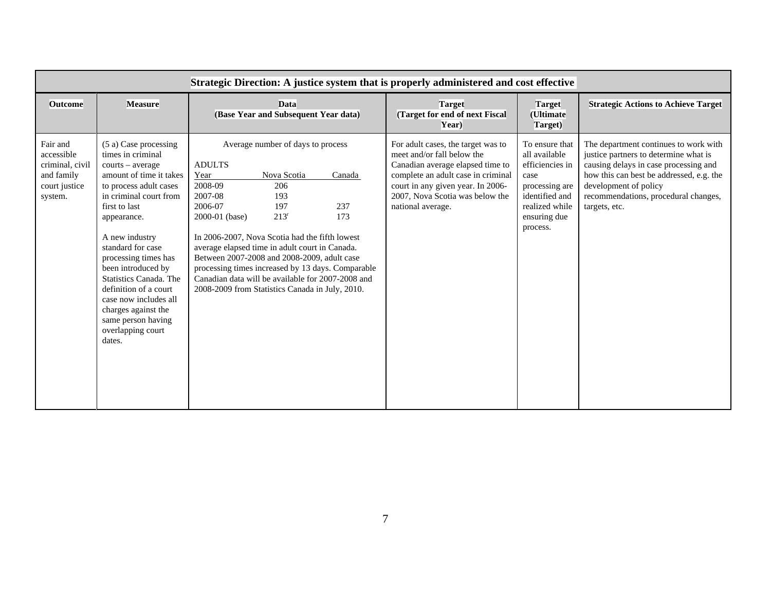| Strategic Direction: A justice system that is properly administered and cost effective | | | | | |
|---|---|---|---|---|---|
| **Outcome** | **Measure** | **Data (Base Year and Subsequent Year data)** | **Target (Target for end of next Fiscal Year)** | **Target (Ultimate Target)** | **Strategic Actions to Achieve Target** |
| Fair and accessible criminal, civil and family court justice system. | (5 a) Case processing times in criminal courts – average amount of time it takes to process adult cases in criminal court from first to last appearance.<br><br>A new industry standard for case processing times has been introduced by Statistics Canada. The definition of a court case now includes all charges against the same person having overlapping court dates. | Average number of days to process<br><br>ADULTS<br>Year / Nova Scotia / Canada<br>2008-09 / 206 /<br>2007-08 / 193 /<br>2006-07 / 197 / 237<br>2000-01 (base) / 213[r] / 173<br><br>In 2006-2007, Nova Scotia had the fifth lowest average elapsed time in adult court in Canada. Between 2007-2008 and 2008-2009, adult case processing times increased by 13 days. Comparable Canadian data will be available for 2007-2008 and 2008-2009 from Statistics Canada in July, 2010. | For adult cases, the target was to meet and/or fall below the Canadian average elapsed time to complete an adult case in criminal court in any given year. In 2006-2007, Nova Scotia was below the national average. | To ensure that all available efficiencies in case processing are identified and realized while ensuring due process. | The department continues to work with justice partners to determine what is causing delays in case processing and how this can best be addressed, e.g. the development of policy recommendations, procedural changes, targets, etc. |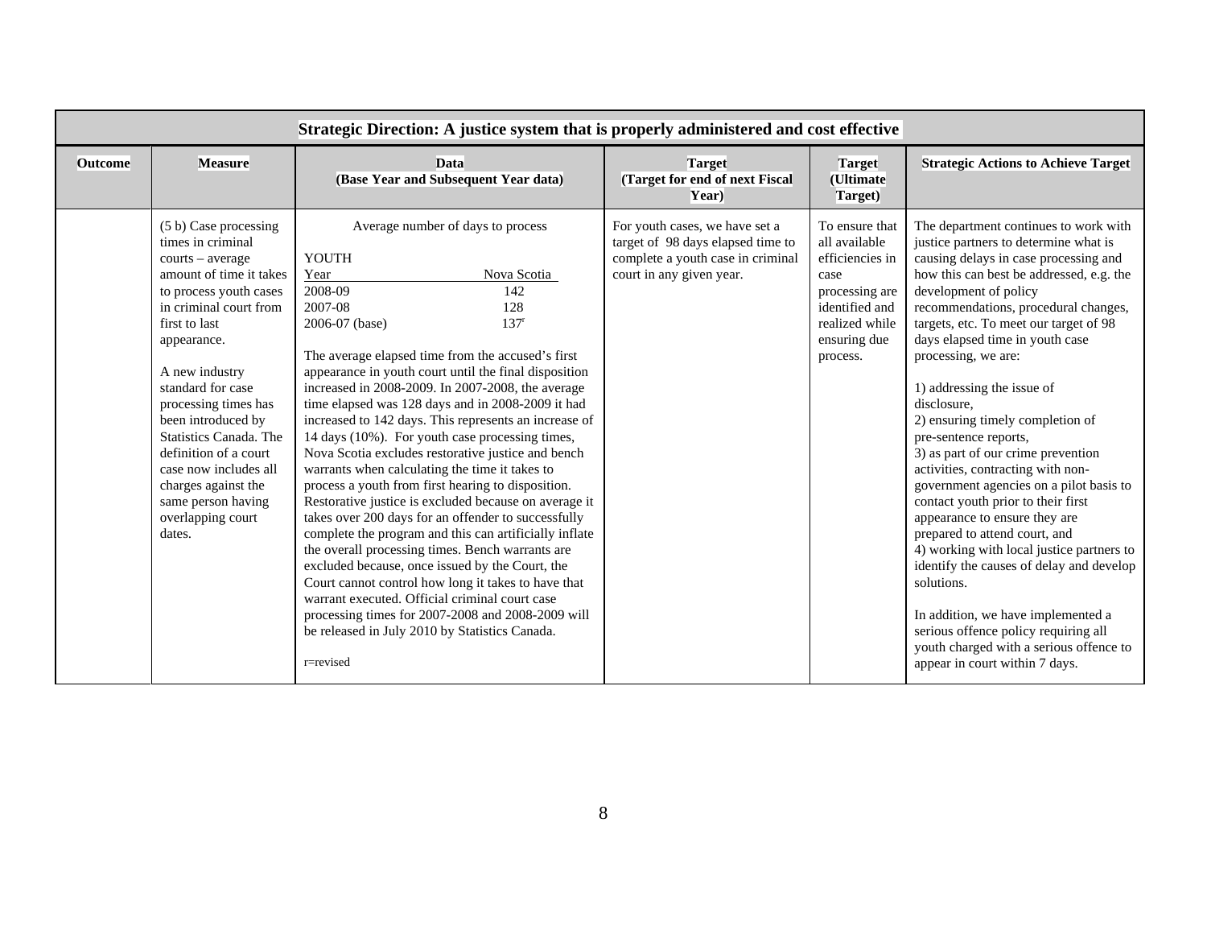| Strategic Direction: A justice system that is properly administered and cost effective | | | | | |
|---|---|---|---|---|---|
| **Outcome** | **Measure** | **Data (Base Year and Subsequent Year data)** | **Target (Target for end of next Fiscal Year)** | **Target (Ultimate Target)** | **Strategic Actions to Achieve Target** |
| | (5 b) Case processing times in criminal courts – average amount of time it takes to process youth cases in criminal court from first to last appearance.<br><br>A new industry standard for case processing times has been introduced by Statistics Canada. The definition of a court case now includes all charges against the same person having overlapping court dates. | Average number of days to process<br><br>YOUTH<br>Year – Nova Scotia<br>2008-09 – 142<br>2007-08 – 128<br>2006-07 (base) – 137[r]<br><br>The average elapsed time from the accused's first appearance in youth court until the final disposition increased in 2008-2009. In 2007-2008, the average time elapsed was 128 days and in 2008-2009 it had increased to 142 days. This represents an increase of 14 days (10%). For youth case processing times, Nova Scotia excludes restorative justice and bench warrants when calculating the time it takes to process a youth from first hearing to disposition. Restorative justice is excluded because on average it takes over 200 days for an offender to successfully complete the program and this can artificially inflate the overall processing times. Bench warrants are excluded because, once issued by the Court, the Court cannot control how long it takes to have that warrant executed. Official criminal court case processing times for 2007-2008 and 2008-2009 will be released in July 2010 by Statistics Canada.<br><br>r=revised | For youth cases, we have set a target of 98 days elapsed time to complete a youth case in criminal court in any given year. | To ensure that all available efficiencies in case processing are identified and realized while ensuring due process. | The department continues to work with justice partners to determine what is causing delays in case processing and how this can best be addressed, e.g. the development of policy recommendations, procedural changes, targets, etc. To meet our target of 98 days elapsed time in youth case processing, we are:<br><br>1) addressing the issue of disclosure,<br>2) ensuring timely completion of pre-sentence reports,<br>3) as part of our crime prevention activities, contracting with non-government agencies on a pilot basis to contact youth prior to their first appearance to ensure they are prepared to attend court, and<br>4) working with local justice partners to identify the causes of delay and develop solutions.<br><br>In addition, we have implemented a serious offence policy requiring all youth charged with a serious offence to appear in court within 7 days. |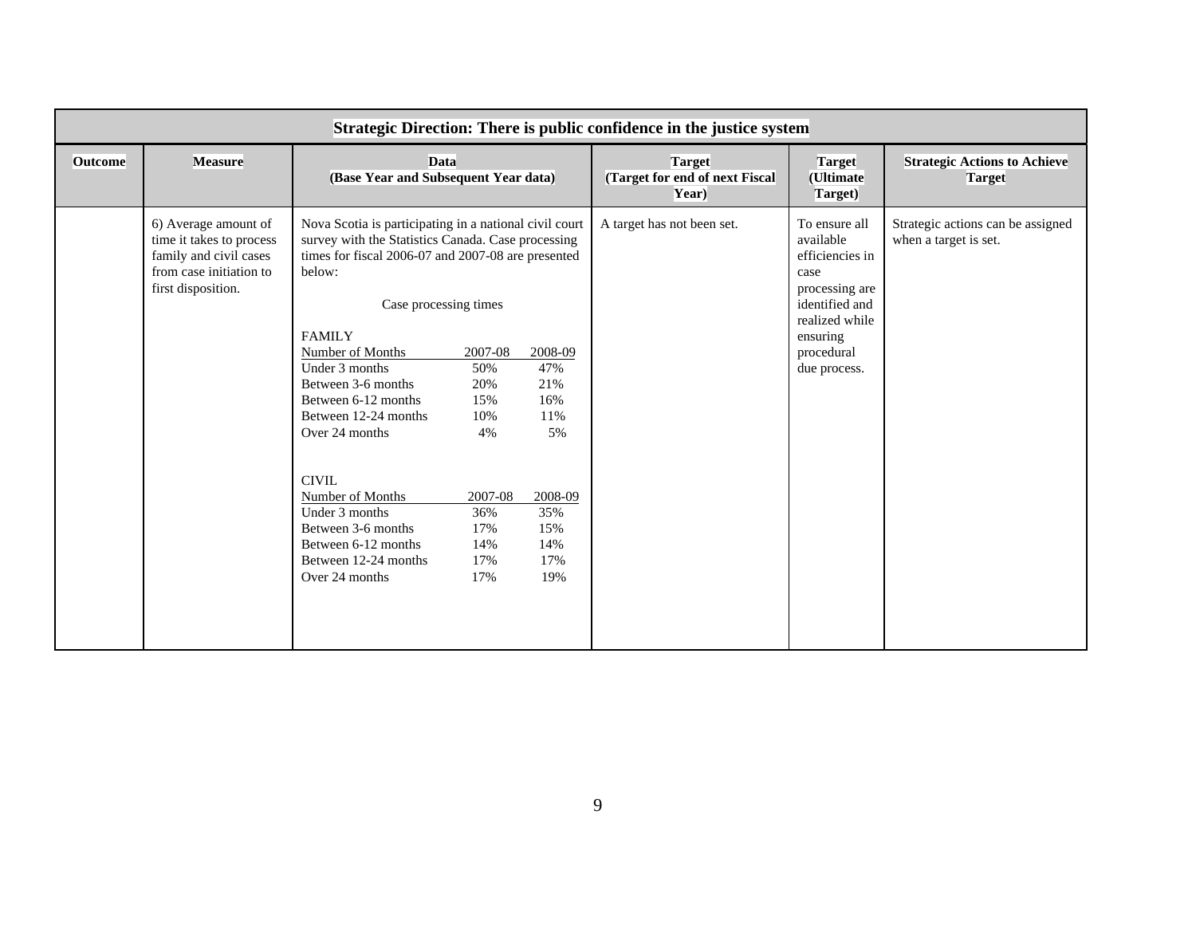| Strategic Direction: There is public confidence in the justice system | | | | | |
|---|---|---|---|---|---|
| **Outcome** | **Measure** | **Data (Base Year and Subsequent Year data)** | **Target (Target for end of next Fiscal Year)** | **Target (Ultimate Target)** | **Strategic Actions to Achieve Target** |
| | 6) Average amount of time it takes to process family and civil cases from case initiation to first disposition. | Nova Scotia is participating in a national civil court survey with the Statistics Canada. Case processing times for fiscal 2006-07 and 2007-08 are presented below:<br><br>Case processing times<br><br>FAMILY<br>Number of Months — 2007-08 — 2008-09<br>Under 3 months — 50% — 47%<br>Between 3-6 months — 20% — 21%<br>Between 6-12 months — 15% — 16%<br>Between 12-24 months — 10% — 11%<br>Over 24 months — 4% — 5%<br><br>CIVIL<br>Number of Months — 2007-08 — 2008-09<br>Under 3 months — 36% — 35%<br>Between 3-6 months — 17% — 15%<br>Between 6-12 months — 14% — 14%<br>Between 12-24 months — 17% — 17%<br>Over 24 months — 17% — 19% | A target has not been set. | To ensure all available efficiencies in case processing are identified and realized while ensuring procedural due process. | Strategic actions can be assigned when a target is set. |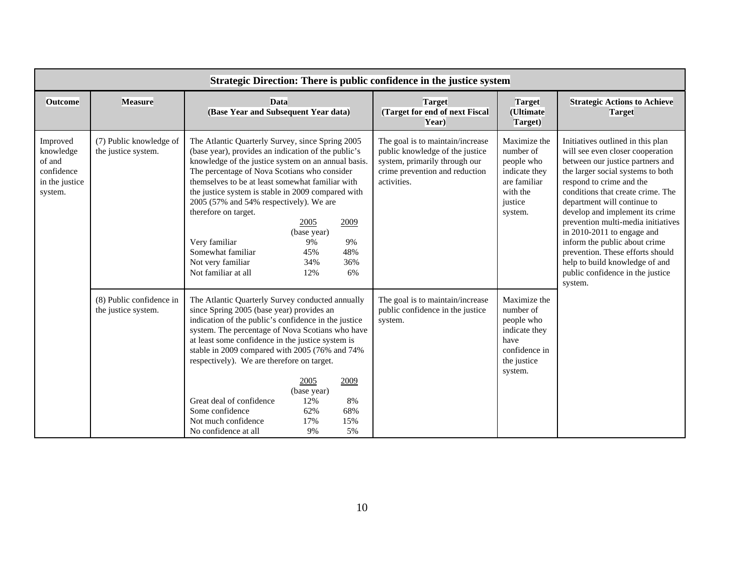| Strategic Direction: There is public confidence in the justice system | | | | | |
|---|---|---|---|---|---|
| **Outcome** | **Measure** | **Data (Base Year and Subsequent Year data)** | **Target (Target for end of next Fiscal Year)** | **Target (Ultimate Target)** | **Strategic Actions to Achieve Target** |
| Improved knowledge of and confidence in the justice system. | (7) Public knowledge of the justice system. | The Atlantic Quarterly Survey, since Spring 2005 (base year), provides an indication of the public's knowledge of the justice system on an annual basis. The percentage of Nova Scotians who consider themselves to be at least somewhat familiar with the justice system is stable in 2009 compared with 2005 (57% and 54% respectively). We are therefore on target.<br><br>2005 (base year) / 2009<br>Very familiar: 9% / 9%<br>Somewhat familiar: 45% / 48%<br>Not very familiar: 34% / 36%<br>Not familiar at all: 12% / 6% | The goal is to maintain/increase public knowledge of the justice system, primarily through our crime prevention and reduction activities. | Maximize the number of people who indicate they are familiar with the justice system. | Initiatives outlined in this plan will see even closer cooperation between our justice partners and the larger social systems to both respond to crime and the conditions that create crime. The department will continue to develop and implement its crime prevention multi-media initiatives in 2010-2011 to engage and inform the public about crime prevention. These efforts should help to build knowledge of and public confidence in the justice system. |
| | (8) Public confidence in the justice system. | The Atlantic Quarterly Survey conducted annually since Spring 2005 (base year) provides an indication of the public's confidence in the justice system. The percentage of Nova Scotians who have at least some confidence in the justice system is stable in 2009 compared with 2005 (76% and 74% respectively). We are therefore on target.<br><br>2005 (base year) / 2009<br>Great deal of confidence: 12% / 8%<br>Some confidence: 62% / 68%<br>Not much confidence: 17% / 15%<br>No confidence at all: 9% / 5% | The goal is to maintain/increase public confidence in the justice system. | Maximize the number of people who indicate they have confidence in the justice system. | |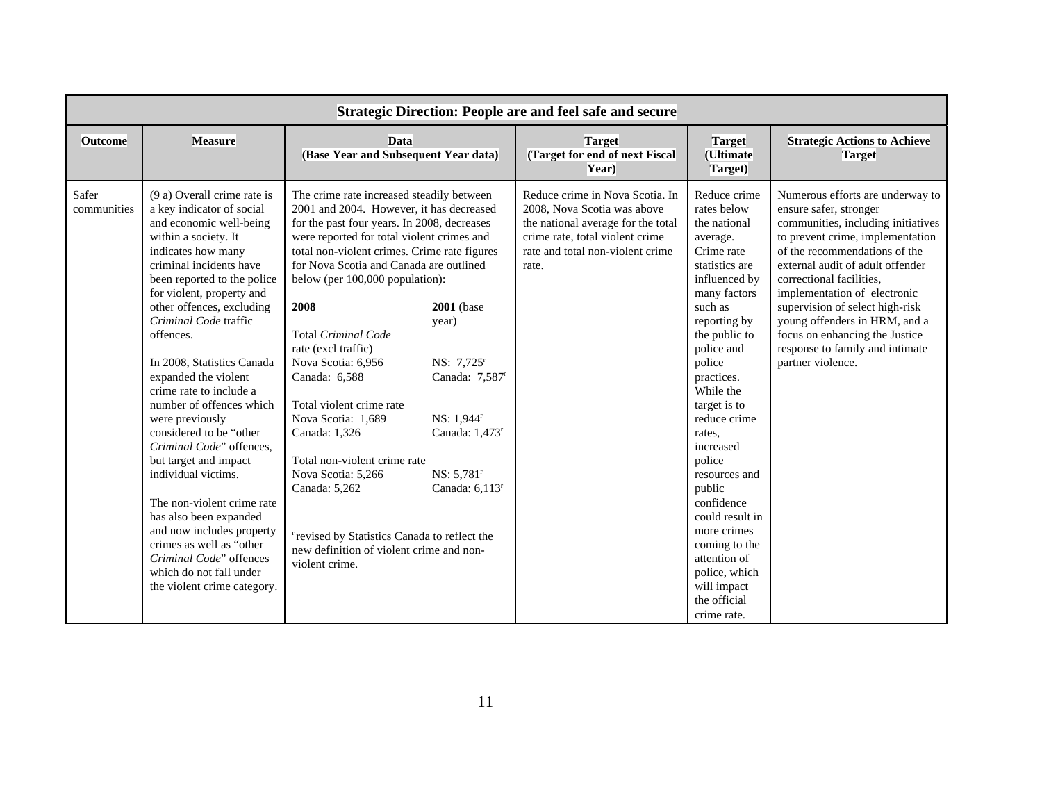| Strategic Direction: People are and feel safe and secure | | | | | |
|---|---|---|---|---|---|
| **Outcome** | **Measure** | **Data (Base Year and Subsequent Year data)** | **Target (Target for end of next Fiscal Year)** | **Target (Ultimate Target)** | **Strategic Actions to Achieve Target** |
| Safer communities | (9 a) Overall crime rate is a key indicator of social and economic well-being within a society. It indicates how many criminal incidents have been reported to the police for violent, property and other offences, excluding *Criminal Code* traffic offences.<br><br>In 2008, Statistics Canada expanded the violent crime rate to include a number of offences which were previously considered to be "other *Criminal Code*" offences, but target and impact individual victims.<br><br>The non-violent crime rate has also been expanded and now includes property crimes as well as "other *Criminal Code*" offences which do not fall under the violent crime category. | The crime rate increased steadily between 2001 and 2004. However, it has decreased for the past four years. In 2008, decreases were reported for total violent crimes and total non-violent crimes. Crime rate figures for Nova Scotia and Canada are outlined below (per 100,000 population):<br><br>**2008** / **2001** (base year)<br><br>Total *Criminal Code* rate (excl traffic)<br>Nova Scotia: 6,956 / NS: 7,725[r]<br>Canada: 6,588 / Canada: 7,587[r]<br><br>Total violent crime rate<br>Nova Scotia: 1,689 / NS: 1,944[r]<br>Canada: 1,326 / Canada: 1,473[r]<br><br>Total non-violent crime rate<br>Nova Scotia: 5,266 / NS: 5,781[r]<br>Canada: 5,262 / Canada: 6,113[r]<br><br>[r] revised by Statistics Canada to reflect the new definition of violent crime and non-violent crime. | Reduce crime in Nova Scotia. In 2008, Nova Scotia was above the national average for the total crime rate, total violent crime rate and total non-violent crime rate. | Reduce crime rates below the national average. Crime rate statistics are influenced by many factors such as reporting by the public to police and police practices. While the target is to reduce crime rates, increased police resources and public confidence could result in more crimes coming to the attention of police, which will impact the official crime rate. | Numerous efforts are underway to ensure safer, stronger communities, including initiatives to prevent crime, implementation of the recommendations of the external audit of adult offender correctional facilities, implementation of electronic supervision of select high-risk young offenders in HRM, and a focus on enhancing the Justice response to family and intimate partner violence. |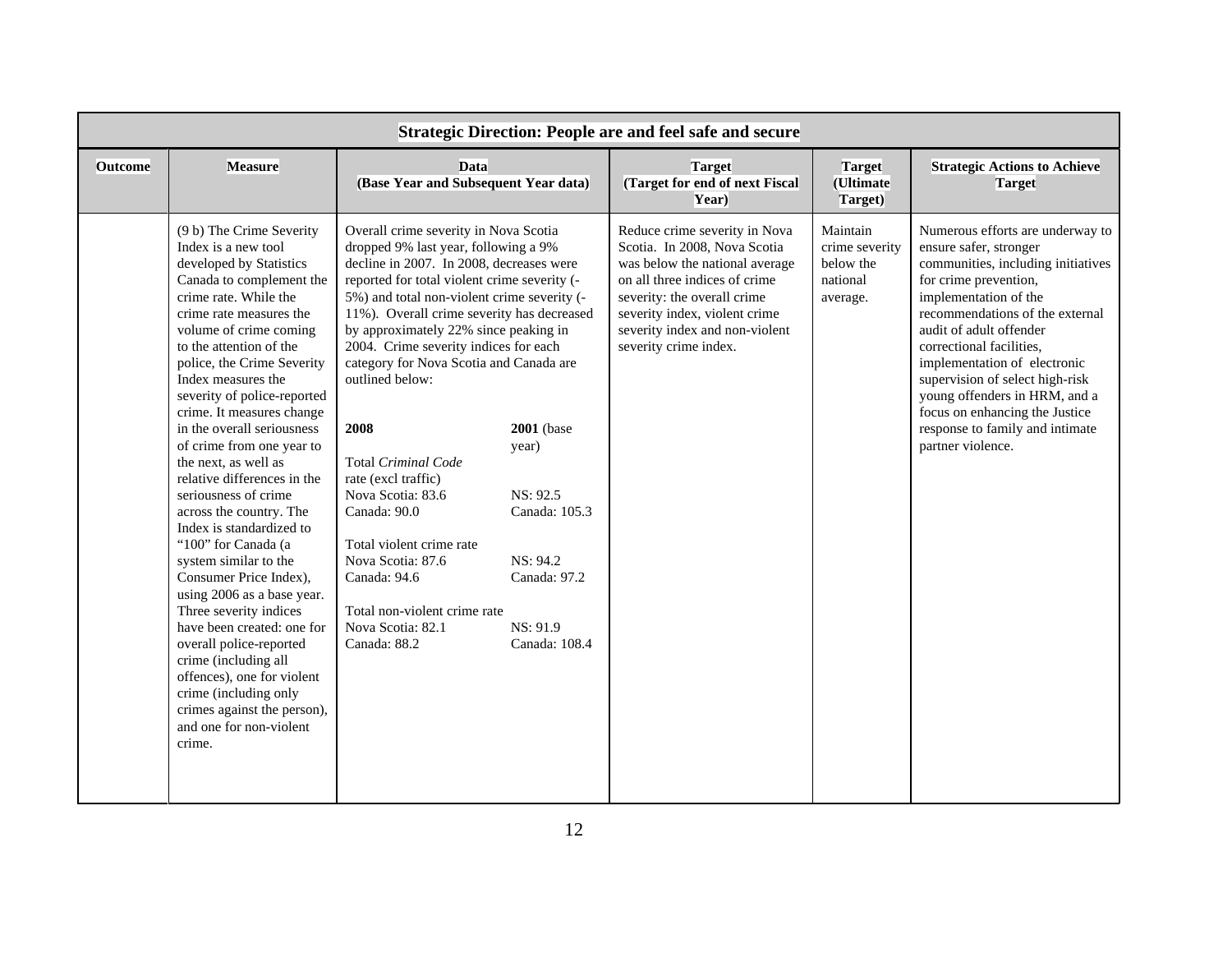| Strategic Direction: People are and feel safe and secure | | | | | |
|---|---|---|---|---|---|
| **Outcome** | **Measure** | **Data (Base Year and Subsequent Year data)** | **Target (Target for end of next Fiscal Year)** | **Target (Ultimate Target)** | **Strategic Actions to Achieve Target** |
| | (9 b) The Crime Severity Index is a new tool developed by Statistics Canada to complement the crime rate. While the crime rate measures the volume of crime coming to the attention of the police, the Crime Severity Index measures the severity of police-reported crime. It measures change in the overall seriousness of crime from one year to the next, as well as relative differences in the seriousness of crime across the country. The Index is standardized to "100" for Canada (a system similar to the Consumer Price Index), using 2006 as a base year. Three severity indices have been created: one for overall police-reported crime (including all offences), one for violent crime (including only crimes against the person), and one for non-violent crime. | Overall crime severity in Nova Scotia dropped 9% last year, following a 9% decline in 2007. In 2008, decreases were reported for total violent crime severity (-5%) and total non-violent crime severity (-11%). Overall crime severity has decreased by approximately 22% since peaking in 2004. Crime severity indices for each category for Nova Scotia and Canada are outlined below:<br><br>**2008** / **2001** (base year)<br><br>Total *Criminal Code* rate (excl traffic)<br>Nova Scotia: 83.6 / NS: 92.5<br>Canada: 90.0 / Canada: 105.3<br><br>Total violent crime rate<br>Nova Scotia: 87.6 / NS: 94.2<br>Canada: 94.6 / Canada: 97.2<br><br>Total non-violent crime rate<br>Nova Scotia: 82.1 / NS: 91.9<br>Canada: 88.2 / Canada: 108.4 | Reduce crime severity in Nova Scotia. In 2008, Nova Scotia was below the national average on all three indices of crime severity: the overall crime severity index, violent crime severity index and non-violent severity crime index. | Maintain crime severity below the national average. | Numerous efforts are underway to ensure safer, stronger communities, including initiatives for crime prevention, implementation of the recommendations of the external audit of adult offender correctional facilities, implementation of electronic supervision of select high-risk young offenders in HRM, and a focus on enhancing the Justice response to family and intimate partner violence. |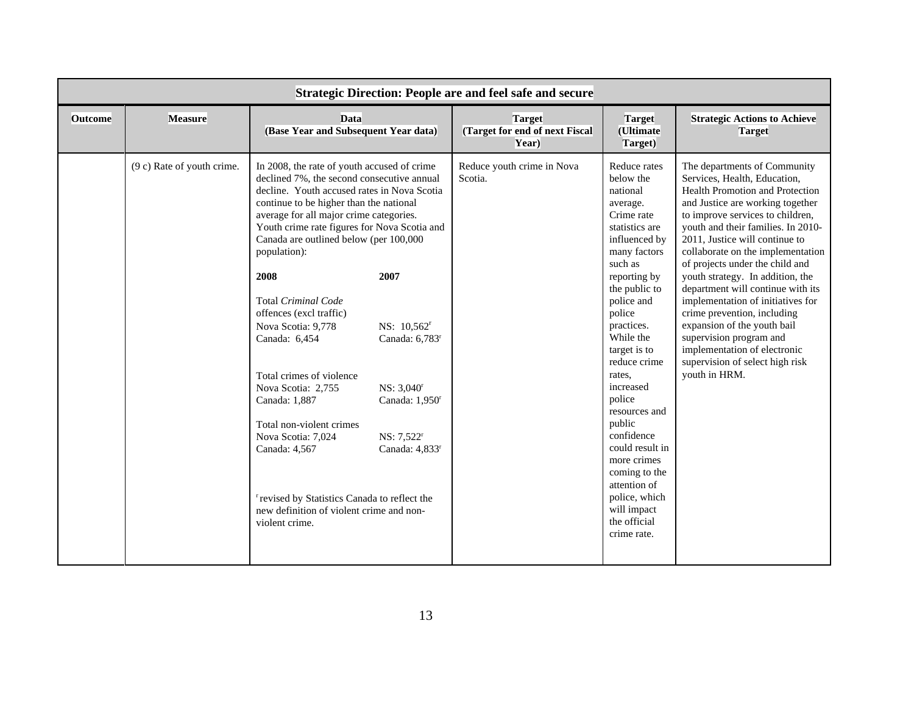| Strategic Direction: People are and feel safe and secure | | | | | |
|---|---|---|---|---|---|
| **Outcome** | **Measure** | **Data (Base Year and Subsequent Year data)** | **Target (Target for end of next Fiscal Year)** | **Target (Ultimate Target)** | **Strategic Actions to Achieve Target** |
| | (9 c) Rate of youth crime. | In 2008, the rate of youth accused of crime declined 7%, the second consecutive annual decline. Youth accused rates in Nova Scotia continue to be higher than the national average for all major crime categories. Youth crime rate figures for Nova Scotia and Canada are outlined below (per 100,000 population):<br><br>**2008** / **2007**<br><br>Total *Criminal Code* offences (excl traffic)<br>Nova Scotia: 9,778 — NS: 10,562[r]<br>Canada: 6,454 — Canada: 6,783[r]<br><br>Total crimes of violence<br>Nova Scotia: 2,755 — NS: 3,040[r]<br>Canada: 1,887 — Canada: 1,950[r]<br><br>Total non-violent crimes<br>Nova Scotia: 7,024 — NS: 7,522[r]<br>Canada: 4,567 — Canada: 4,833[r]<br><br>[r] revised by Statistics Canada to reflect the new definition of violent crime and non-violent crime. | Reduce youth crime in Nova Scotia. | Reduce rates below the national average. Crime rate statistics are influenced by many factors such as reporting by the public to police and police practices. While the target is to reduce crime rates, increased police resources and public confidence could result in more crimes coming to the attention of police, which will impact the official crime rate. | The departments of Community Services, Health, Education, Health Promotion and Protection and Justice are working together to improve services to children, youth and their families. In 2010-2011, Justice will continue to collaborate on the implementation of projects under the child and youth strategy. In addition, the department will continue with its implementation of initiatives for crime prevention, including expansion of the youth bail supervision program and implementation of electronic supervision of select high risk youth in HRM. |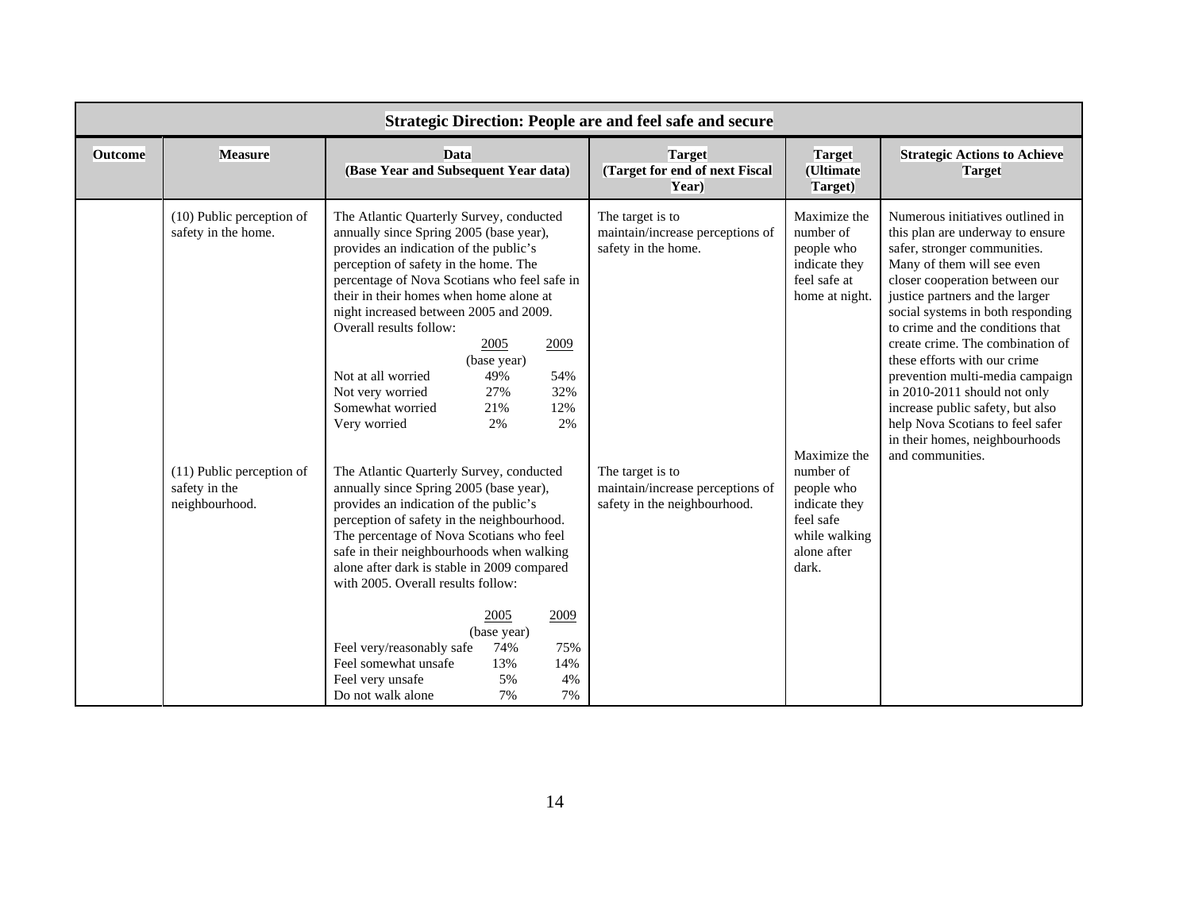| Strategic Direction: People are and feel safe and secure | | | | | |
|---|---|---|---|---|---|
| **Outcome** | **Measure** | **Data (Base Year and Subsequent Year data)** | **Target (Target for end of next Fiscal Year)** | **Target (Ultimate Target)** | **Strategic Actions to Achieve Target** |
| | (10) Public perception of safety in the home. | The Atlantic Quarterly Survey, conducted annually since Spring 2005 (base year), provides an indication of the public's perception of safety in the home. The percentage of Nova Scotians who feel safe in their in their homes when home alone at night increased between 2005 and 2009. Overall results follow:<br><br>2005 (base year) / 2009<br>Not at all worried: 49% / 54%<br>Not very worried: 27% / 32%<br>Somewhat worried: 21% / 12%<br>Very worried: 2% / 2% | The target is to maintain/increase perceptions of safety in the home. | Maximize the number of people who indicate they feel safe at home at night. | Numerous initiatives outlined in this plan are underway to ensure safer, stronger communities. Many of them will see even closer cooperation between our justice partners and the larger social systems in both responding to crime and the conditions that create crime. The combination of these efforts with our crime prevention multi-media campaign in 2010-2011 should not only increase public safety, but also help Nova Scotians to feel safer in their homes, neighbourhoods and communities. |
| | (11) Public perception of safety in the neighbourhood. | The Atlantic Quarterly Survey, conducted annually since Spring 2005 (base year), provides an indication of the public's perception of safety in the neighbourhood. The percentage of Nova Scotians who feel safe in their neighbourhoods when walking alone after dark is stable in 2009 compared with 2005. Overall results follow:<br><br>2005 (base year) / 2009<br>Feel very/reasonably safe: 74% / 75%<br>Feel somewhat unsafe: 13% / 14%<br>Feel very unsafe: 5% / 4%<br>Do not walk alone: 7% / 7% | The target is to maintain/increase perceptions of safety in the neighbourhood. | Maximize the number of people who indicate they feel safe while walking alone after dark. | |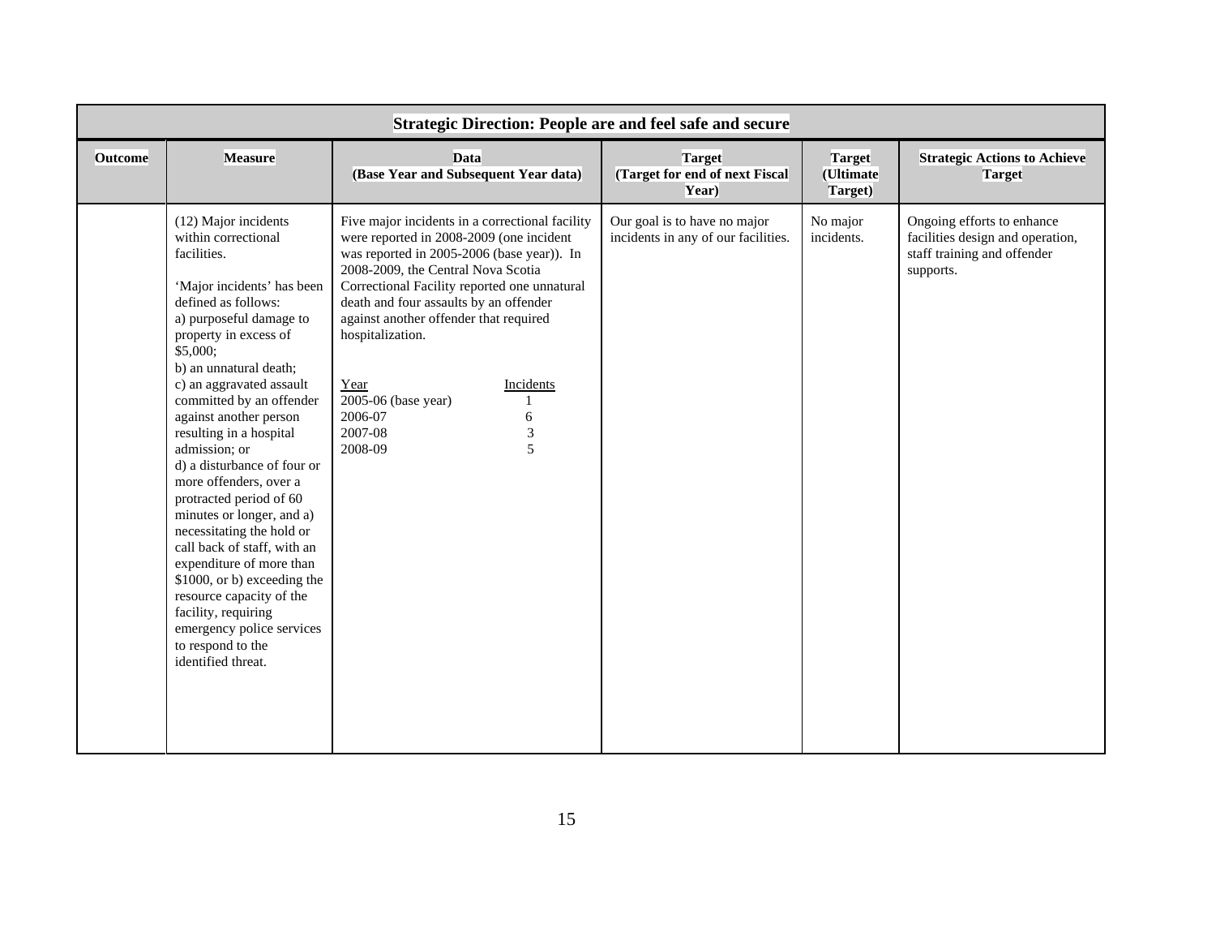| Strategic Direction: People are and feel safe and secure | | | | | |
|---|---|---|---|---|---|
| **Outcome** | **Measure** | **Data (Base Year and Subsequent Year data)** | **Target (Target for end of next Fiscal Year)** | **Target (Ultimate Target)** | **Strategic Actions to Achieve Target** |
| | (12) Major incidents within correctional facilities.<br><br>'Major incidents' has been defined as follows:<br>a) purposeful damage to property in excess of $5,000;<br>b) an unnatural death;<br>c) an aggravated assault committed by an offender against another person resulting in a hospital admission; or<br>d) a disturbance of four or more offenders, over a protracted period of 60 minutes or longer, and a) necessitating the hold or call back of staff, with an expenditure of more than $1000, or b) exceeding the resource capacity of the facility, requiring emergency police services to respond to the identified threat. | Five major incidents in a correctional facility were reported in 2008-2009 (one incident was reported in 2005-2006 (base year)). In 2008-2009, the Central Nova Scotia Correctional Facility reported one unnatural death and four assaults by an offender against another offender that required hospitalization.<br><br>Year / Incidents<br>2005-06 (base year): 1<br>2006-07: 6<br>2007-08: 3<br>2008-09: 5 | Our goal is to have no major incidents in any of our facilities. | No major incidents. | Ongoing efforts to enhance facilities design and operation, staff training and offender supports. |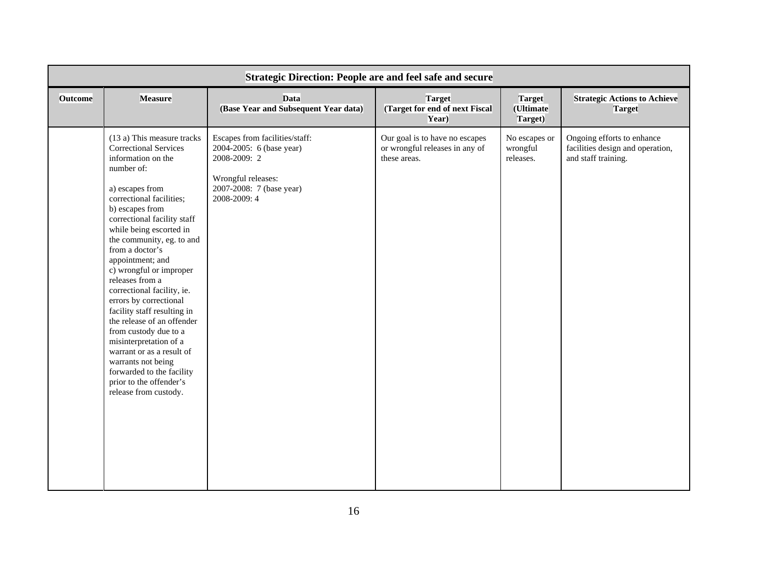| Strategic Direction: People are and feel safe and secure | | | | | |
|---|---|---|---|---|---|
| **Outcome** | **Measure** | **Data (Base Year and Subsequent Year data)** | **Target (Target for end of next Fiscal Year)** | **Target (Ultimate Target)** | **Strategic Actions to Achieve Target** |
| | (13 a) This measure tracks Correctional Services information on the number of:<br><br>a) escapes from correctional facilities;<br>b) escapes from correctional facility staff while being escorted in the community, eg. to and from a doctor's appointment; and<br>c) wrongful or improper releases from a correctional facility, ie. errors by correctional facility staff resulting in the release of an offender from custody due to a misinterpretation of a warrant or as a result of warrants not being forwarded to the facility prior to the offender's release from custody. | Escapes from facilities/staff:<br>2004-2005: 6 (base year)<br>2008-2009: 2<br><br>Wrongful releases:<br>2007-2008: 7 (base year)<br>2008-2009: 4 | Our goal is to have no escapes or wrongful releases in any of these areas. | No escapes or wrongful releases. | Ongoing efforts to enhance facilities design and operation, and staff training. |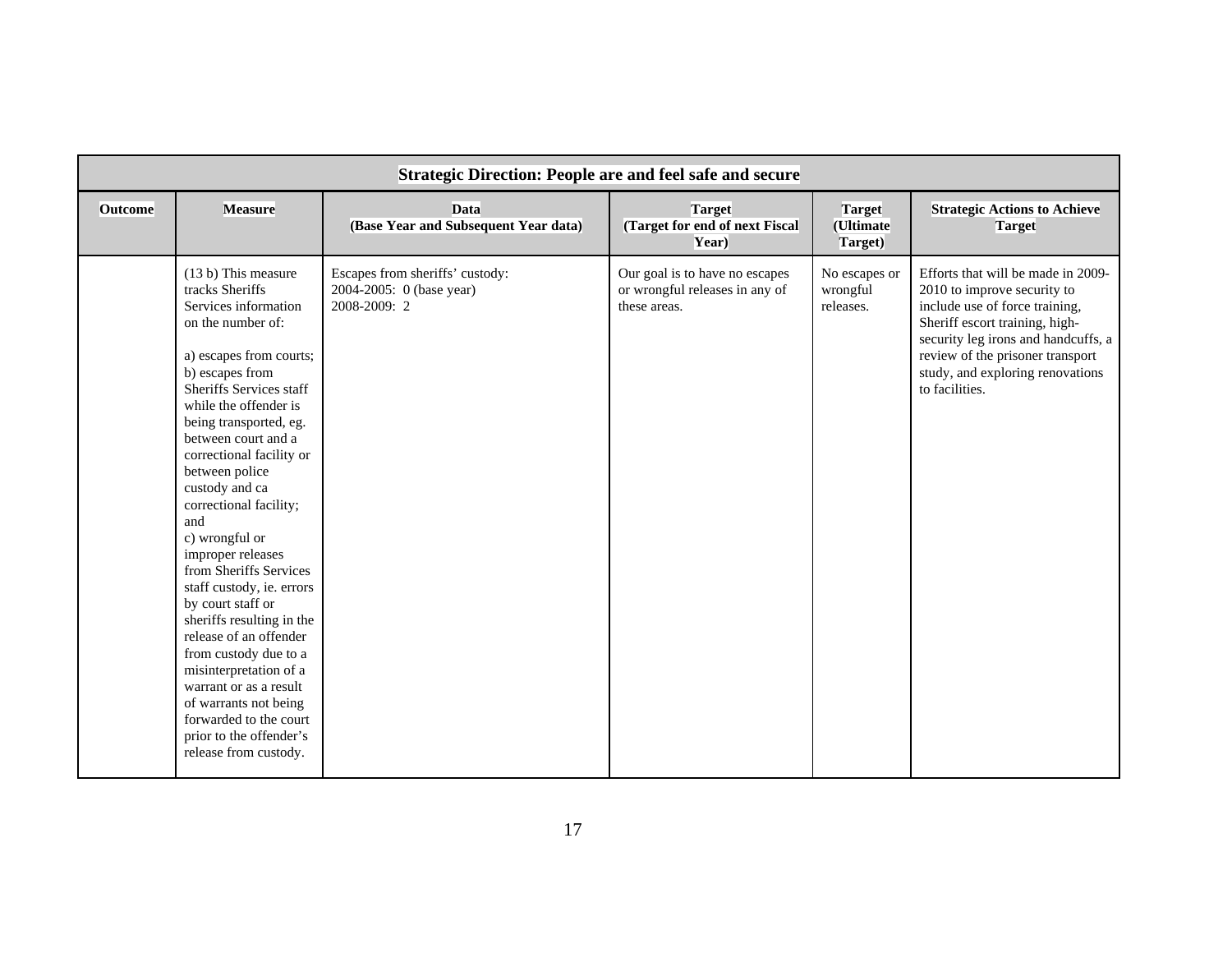| Strategic Direction: People are and feel safe and secure | | | | | |
|---|---|---|---|---|---|
| **Outcome** | **Measure** | **Data (Base Year and Subsequent Year data)** | **Target (Target for end of next Fiscal Year)** | **Target (Ultimate Target)** | **Strategic Actions to Achieve Target** |
| | (13 b) This measure tracks Sheriffs Services information on the number of:<br><br>a) escapes from courts;<br>b) escapes from Sheriffs Services staff while the offender is being transported, eg. between court and a correctional facility or between police custody and ca correctional facility; and<br>c) wrongful or improper releases from Sheriffs Services staff custody, ie. errors by court staff or sheriffs resulting in the release of an offender from custody due to a misinterpretation of a warrant or as a result of warrants not being forwarded to the court prior to the offender's release from custody. | Escapes from sheriffs' custody:<br>2004-2005: 0 (base year)<br>2008-2009: 2 | Our goal is to have no escapes or wrongful releases in any of these areas. | No escapes or wrongful releases. | Efforts that will be made in 2009-2010 to improve security to include use of force training, Sheriff escort training, high-security leg irons and handcuffs, a review of the prisoner transport study, and exploring renovations to facilities. |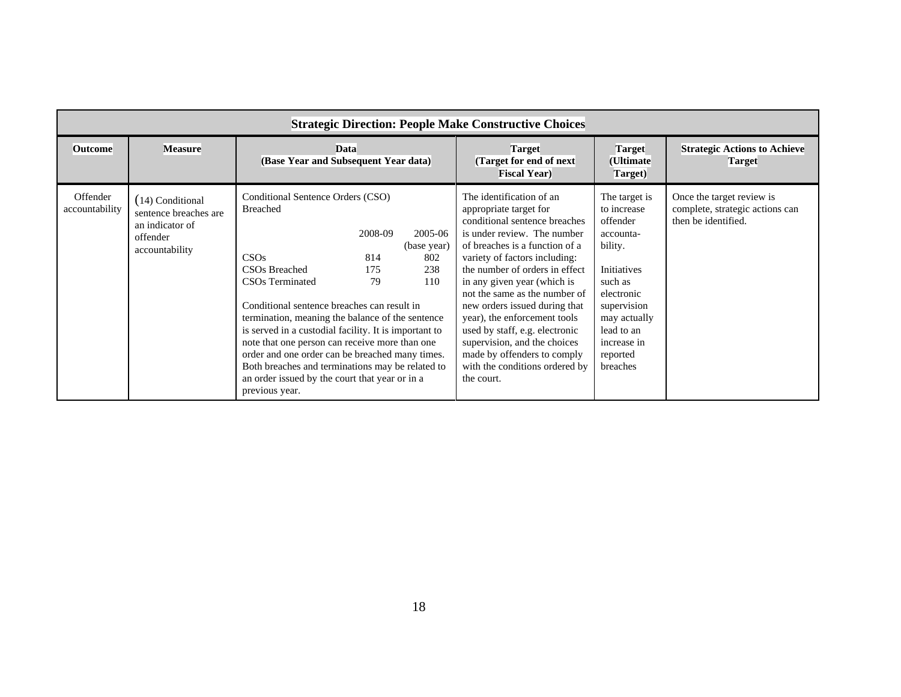| Strategic Direction: People Make Constructive Choices | | | | | |
|---|---|---|---|---|---|
| **Outcome** | **Measure** | **Data (Base Year and Subsequent Year data)** | **Target (Target for end of next Fiscal Year)** | **Target (Ultimate Target)** | **Strategic Actions to Achieve Target** |
| Offender accountability | (14) Conditional sentence breaches are an indicator of offender accountability | Conditional Sentence Orders (CSO) Breached<br><br>\| \| 2008-09 \| 2005-06 (base year) \|<br>CSOs: 814 (2008-09), 802 (2005-06)<br>CSOs Breached: 175 (2008-09), 238 (2005-06)<br>CSOs Terminated: 79 (2008-09), 110 (2005-06)<br><br>Conditional sentence breaches can result in termination, meaning the balance of the sentence is served in a custodial facility. It is important to note that one person can receive more than one order and one order can be breached many times. Both breaches and terminations may be related to an order issued by the court that year or in a previous year. | The identification of an appropriate target for conditional sentence breaches is under review. The number of breaches is a function of a variety of factors including: the number of orders in effect in any given year (which is not the same as the number of new orders issued during that year), the enforcement tools used by staff, e.g. electronic supervision, and the choices made by offenders to comply with the conditions ordered by the court. | The target is to increase offender accounta-bility.<br><br>Initiatives such as electronic supervision may actually lead to an increase in reported breaches | Once the target review is complete, strategic actions can then be identified. |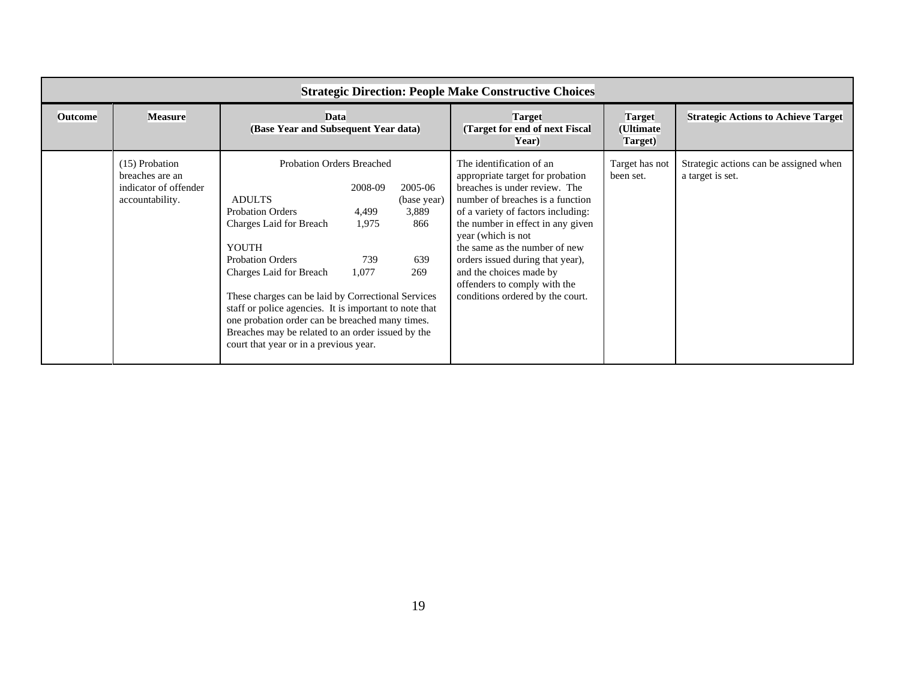| Strategic Direction: People Make Constructive Choices | | | | | |
|---|---|---|---|---|---|
| **Outcome** | **Measure** | **Data (Base Year and Subsequent Year data)** | **Target (Target for end of next Fiscal Year)** | **Target (Ultimate Target)** | **Strategic Actions to Achieve Target** |
| | (15) Probation breaches are an indicator of offender accountability. | Probation Orders Breached<br><br>2008-09 / 2005-06 (base year)<br>ADULTS<br>Probation Orders: 4,499 / 3,889<br>Charges Laid for Breach: 1,975 / 866<br><br>YOUTH<br>Probation Orders: 739 / 639<br>Charges Laid for Breach: 1,077 / 269<br><br>These charges can be laid by Correctional Services staff or police agencies. It is important to note that one probation order can be breached many times. Breaches may be related to an order issued by the court that year or in a previous year. | The identification of an appropriate target for probation breaches is under review. The number of breaches is a function of a variety of factors including: the number in effect in any given year (which is not the same as the number of new orders issued during that year), and the choices made by offenders to comply with the conditions ordered by the court. | Target has not been set. | Strategic actions can be assigned when a target is set. |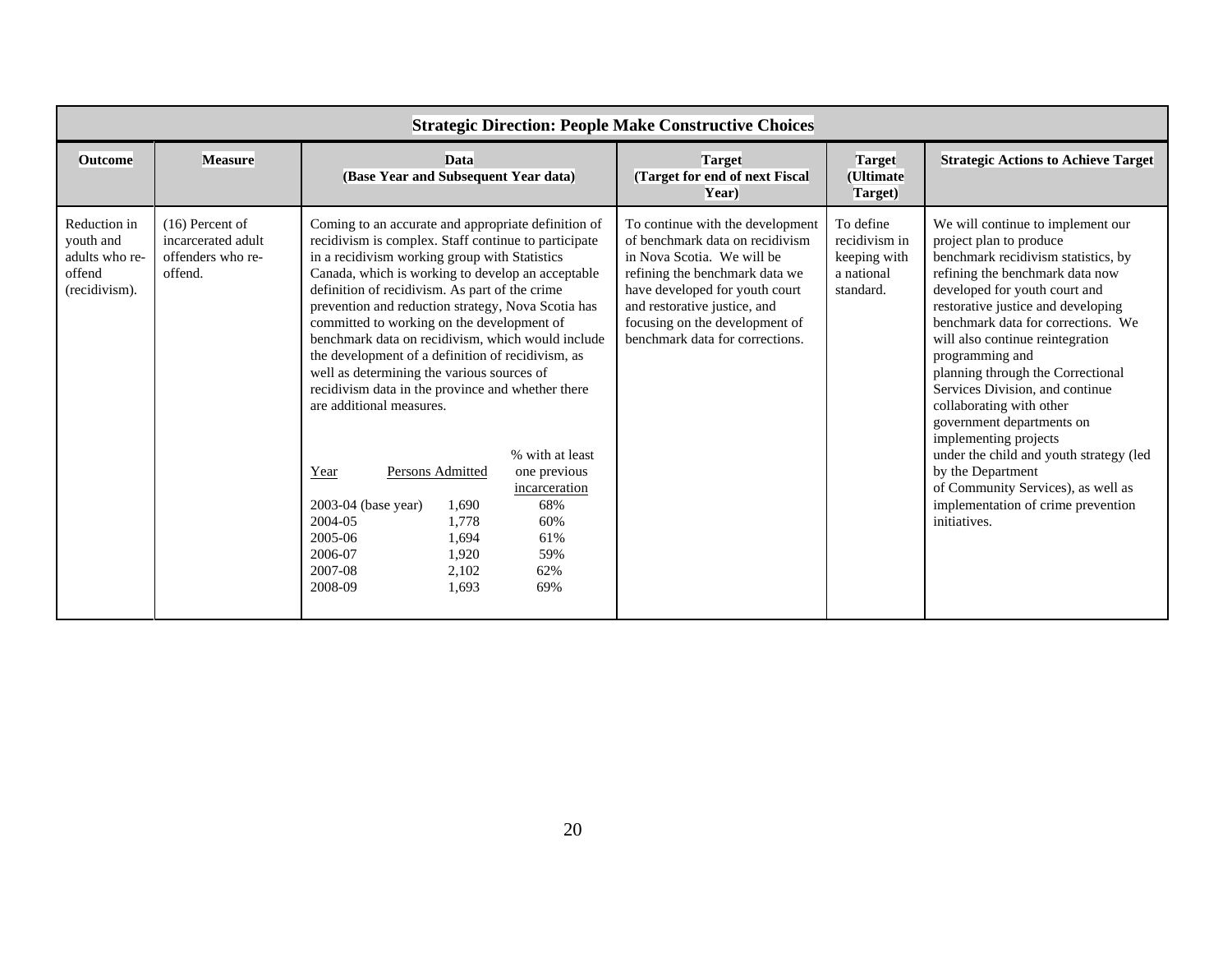| Strategic Direction: People Make Constructive Choices | | | | | |
|---|---|---|---|---|---|
| **Outcome** | **Measure** | **Data (Base Year and Subsequent Year data)** | **Target (Target for end of next Fiscal Year)** | **Target (Ultimate Target)** | **Strategic Actions to Achieve Target** |
| Reduction in youth and adults who re-offend (recidivism). | (16) Percent of incarcerated adult offenders who re-offend. | Coming to an accurate and appropriate definition of recidivism is complex. Staff continue to participate in a recidivism working group with Statistics Canada, which is working to develop an acceptable definition of recidivism. As part of the crime prevention and reduction strategy, Nova Scotia has committed to working on the development of benchmark data on recidivism, which would include the development of a definition of recidivism, as well as determining the various sources of recidivism data in the province and whether there are additional measures.<br><br>Year / Persons Admitted / % with at least one previous incarceration<br>2003-04 (base year) / 1,690 / 68%<br>2004-05 / 1,778 / 60%<br>2005-06 / 1,694 / 61%<br>2006-07 / 1,920 / 59%<br>2007-08 / 2,102 / 62%<br>2008-09 / 1,693 / 69% | To continue with the development of benchmark data on recidivism in Nova Scotia. We will be refining the benchmark data we have developed for youth court and restorative justice, and focusing on the development of benchmark data for corrections. | To define recidivism in keeping with a national standard. | We will continue to implement our project plan to produce benchmark recidivism statistics, by refining the benchmark data now developed for youth court and restorative justice and developing benchmark data for corrections. We will also continue reintegration programming and planning through the Correctional Services Division, and continue collaborating with other government departments on implementing projects under the child and youth strategy (led by the Department of Community Services), as well as implementation of crime prevention initiatives. |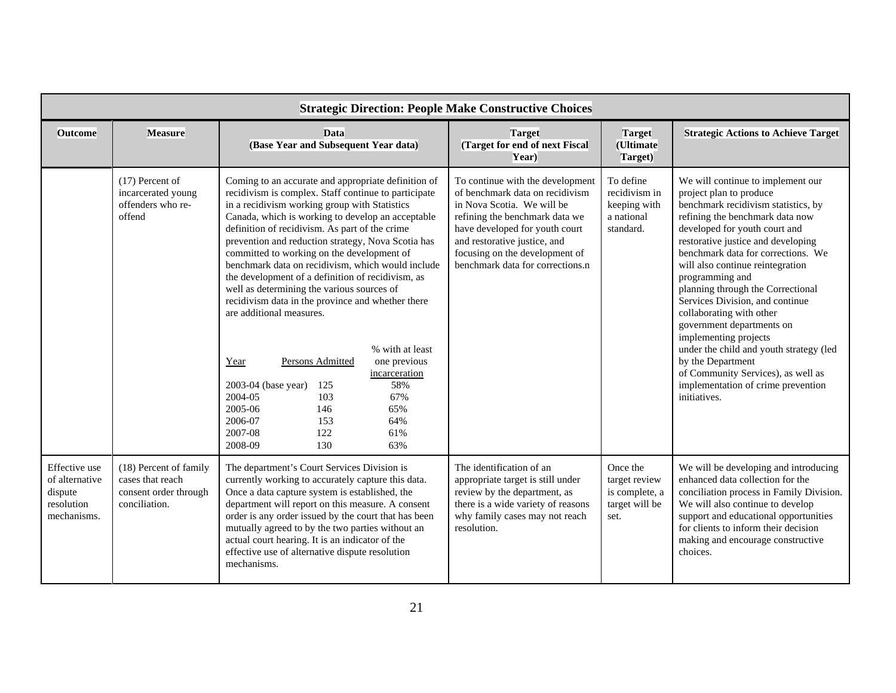| Strategic Direction: People Make Constructive Choices | | | | | |
|---|---|---|---|---|---|
| **Outcome** | **Measure** | **Data (Base Year and Subsequent Year data)** | **Target (Target for end of next Fiscal Year)** | **Target (Ultimate Target)** | **Strategic Actions to Achieve Target** |
| | (17) Percent of incarcerated young offenders who re-offend | Coming to an accurate and appropriate definition of recidivism is complex. Staff continue to participate in a recidivism working group with Statistics Canada, which is working to develop an acceptable definition of recidivism. As part of the crime prevention and reduction strategy, Nova Scotia has committed to working on the development of benchmark data on recidivism, which would include the development of a definition of recidivism, as well as determining the various sources of recidivism data in the province and whether there are additional measures.<br><br>Year / Persons Admitted / % with at least one previous incarceration<br>2003-04 (base year) 125 58%<br>2004-05 103 67%<br>2005-06 146 65%<br>2006-07 153 64%<br>2007-08 122 61%<br>2008-09 130 63% | To continue with the development of benchmark data on recidivism in Nova Scotia. We will be refining the benchmark data we have developed for youth court and restorative justice, and focusing on the development of benchmark data for corrections.n | To define recidivism in keeping with a national standard. | We will continue to implement our project plan to produce benchmark recidivism statistics, by refining the benchmark data now developed for youth court and restorative justice and developing benchmark data for corrections. We will also continue reintegration programming and planning through the Correctional Services Division, and continue collaborating with other government departments on implementing projects under the child and youth strategy (led by the Department of Community Services), as well as implementation of crime prevention initiatives. |
| Effective use of alternative dispute resolution mechanisms. | (18) Percent of family cases that reach consent order through conciliation. | The department's Court Services Division is currently working to accurately capture this data. Once a data capture system is established, the department will report on this measure. A consent order is any order issued by the court that has been mutually agreed to by the two parties without an actual court hearing. It is an indicator of the effective use of alternative dispute resolution mechanisms. | The identification of an appropriate target is still under review by the department, as there is a wide variety of reasons why family cases may not reach resolution. | Once the target review is complete, a target will be set. | We will be developing and introducing enhanced data collection for the conciliation process in Family Division. We will also continue to develop support and educational opportunities for clients to inform their decision making and encourage constructive choices. |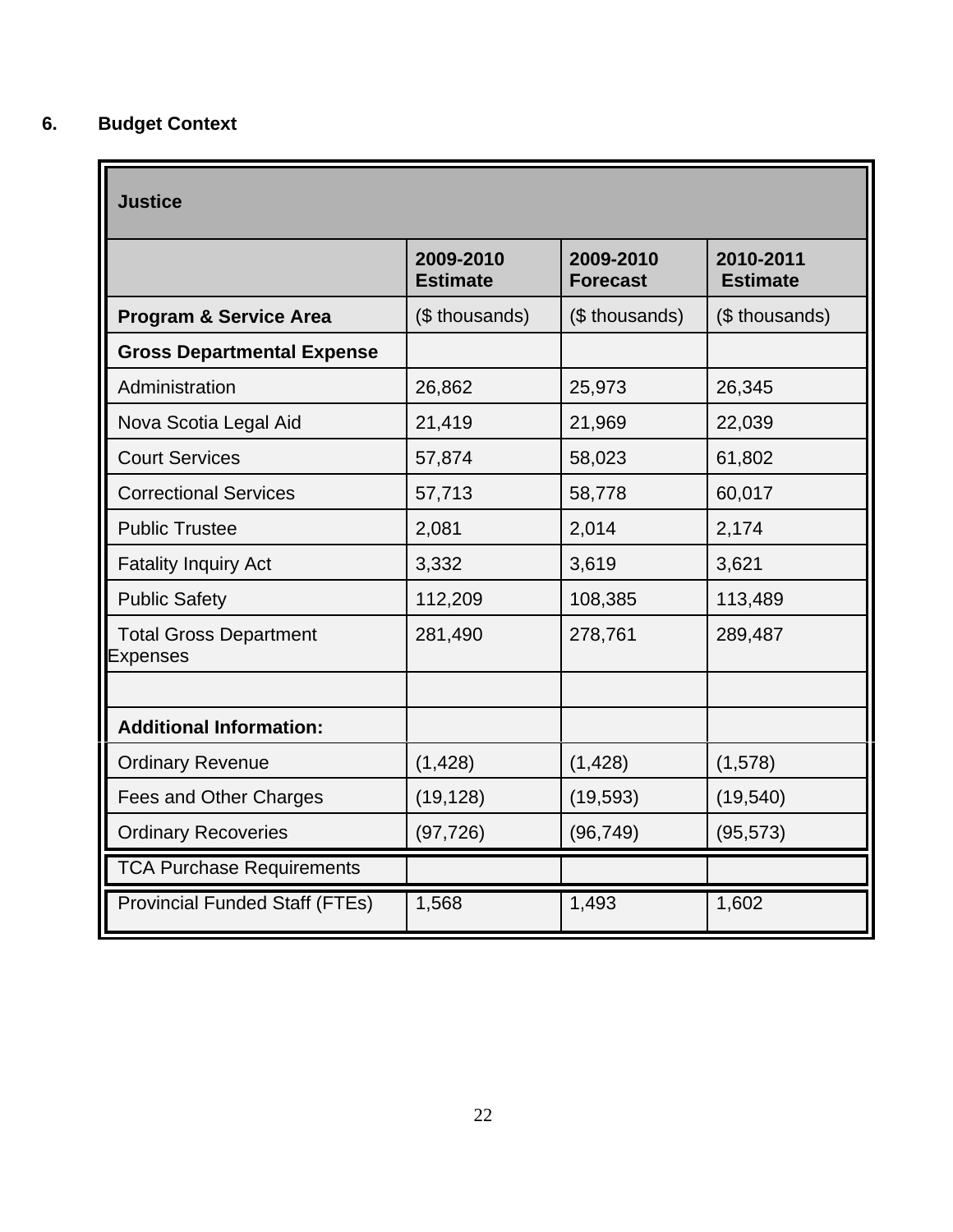## 6. Budget Context

| Justice | | | |
|---|---|---|---|
| | **2009-2010 Estimate** | **2009-2010 Forecast** | **2010-2011 Estimate** |
| **Program & Service Area** | ($ thousands) | ($ thousands) | ($ thousands) |
| **Gross Departmental Expense** | | | |
| Administration | 26,862 | 25,973 | 26,345 |
| Nova Scotia Legal Aid | 21,419 | 21,969 | 22,039 |
| Court Services | 57,874 | 58,023 | 61,802 |
| Correctional Services | 57,713 | 58,778 | 60,017 |
| Public Trustee | 2,081 | 2,014 | 2,174 |
| Fatality Inquiry Act | 3,332 | 3,619 | 3,621 |
| Public Safety | 112,209 | 108,385 | 113,489 |
| Total Gross Department Expenses | 281,490 | 278,761 | 289,487 |
| | | | |
| **Additional Information:** | | | |
| Ordinary Revenue | (1,428) | (1,428) | (1,578) |
| Fees and Other Charges | (19,128) | (19,593) | (19,540) |
| Ordinary Recoveries | (97,726) | (96,749) | (95,573) |
| TCA Purchase Requirements | | | |
| Provincial Funded Staff (FTEs) | 1,568 | 1,493 | 1,602 |